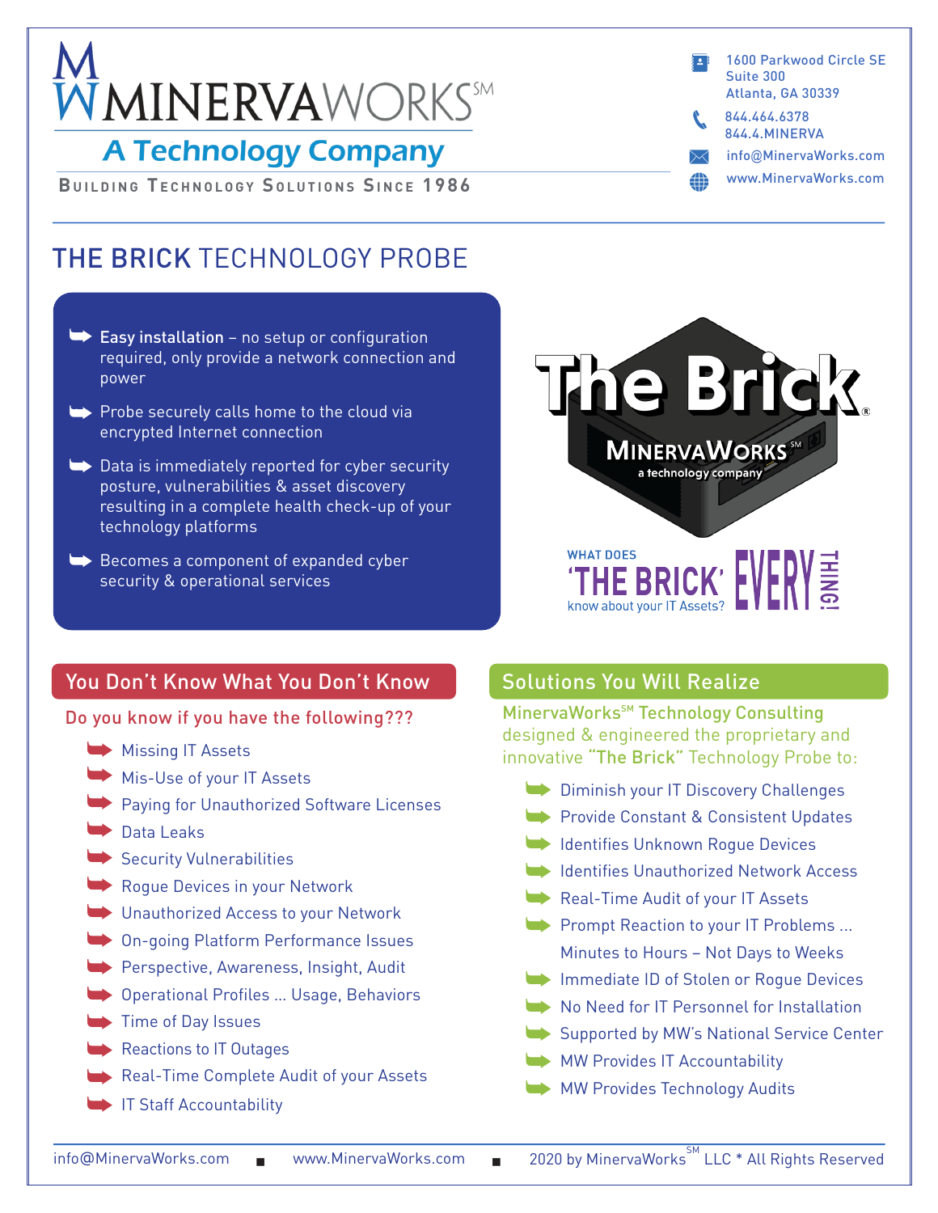# MINERVAWORKS℠

## A Technology Company

BUILDING TECHNOLOGY SOLUTIONS SINCE 1986

1600 Parkwood Circle SE
Suite 300
Atlanta, GA 30339

844.464.6378
844.4.MINERVA

info@MinervaWorks.com

www.MinervaWorks.com

# THE BRICK TECHNOLOGY PROBE

- **Easy installation** – no setup or configuration required, only provide a network connection and power
- Probe securely calls home to the cloud via encrypted Internet connection
- Data is immediately reported for cyber security posture, vulnerabilities & asset discovery resulting in a complete health check-up of your technology platforms
- Becomes a component of expanded cyber security & operational services

The Brick®

MINERVAWORKS℠ a technology company

WHAT DOES 'THE BRICK' know about your IT Assets? EVERY THING!

## You Don't Know What You Don't Know

Do you know if you have the following???

- Missing IT Assets
- Mis-Use of your IT Assets
- Paying for Unauthorized Software Licenses
- Data Leaks
- Security Vulnerabilities
- Rogue Devices in your Network
- Unauthorized Access to your Network
- On-going Platform Performance Issues
- Perspective, Awareness, Insight, Audit
- Operational Profiles ... Usage, Behaviors
- Time of Day Issues
- Reactions to IT Outages
- Real-Time Complete Audit of your Assets
- IT Staff Accountability

## Solutions You Will Realize

MinervaWorks℠ Technology Consulting designed & engineered the proprietary and innovative **"The Brick"** Technology Probe to:

- Diminish your IT Discovery Challenges
- Provide Constant & Consistent Updates
- Identifies Unknown Rogue Devices
- Identifies Unauthorized Network Access
- Real-Time Audit of your IT Assets
- Prompt Reaction to your IT Problems ... Minutes to Hours – Not Days to Weeks
- Immediate ID of Stolen or Rogue Devices
- No Need for IT Personnel for Installation
- Supported by MW's National Service Center
- MW Provides IT Accountability
- MW Provides Technology Audits

info@MinervaWorks.com ■ www.MinervaWorks.com ■ 2020 by MinervaWorks℠ LLC * All Rights Reserved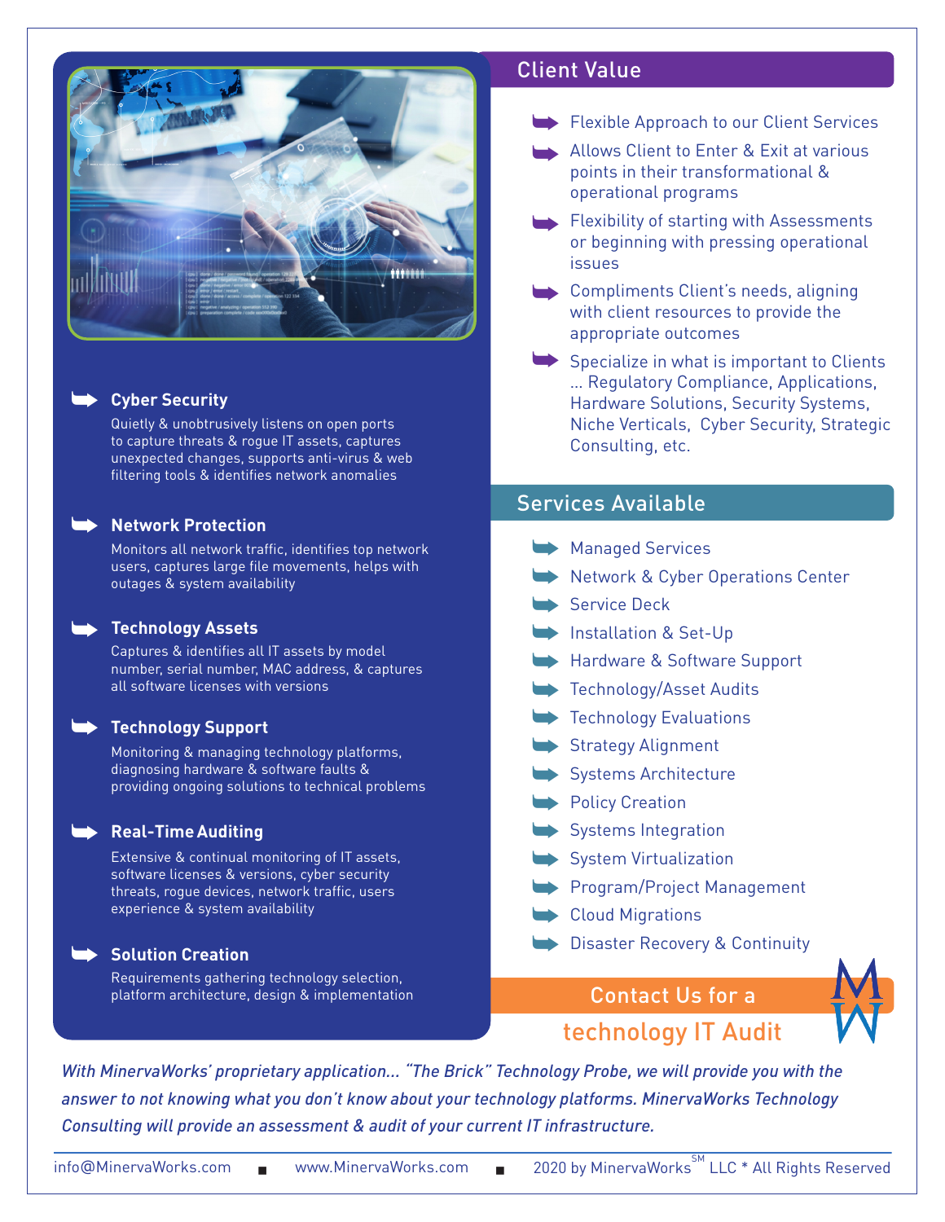### Cyber Security

Quietly & unobtrusively listens on open ports to capture threats & rogue IT assets, captures unexpected changes, supports anti-virus & web filtering tools & identifies network anomalies

### Network Protection

Monitors all network traffic, identifies top network users, captures large file movements, helps with outages & system availability

### Technology Assets

Captures & identifies all IT assets by model number, serial number, MAC address, & captures all software licenses with versions

### Technology Support

Monitoring & managing technology platforms, diagnosing hardware & software faults & providing ongoing solutions to technical problems

### Real-Time Auditing

Extensive & continual monitoring of IT assets, software licenses & versions, cyber security threats, rogue devices, network traffic, users experience & system availability

### Solution Creation

Requirements gathering technology selection, platform architecture, design & implementation

## Client Value

- Flexible Approach to our Client Services
- Allows Client to Enter & Exit at various points in their transformational & operational programs
- Flexibility of starting with Assessments or beginning with pressing operational issues
- Compliments Client's needs, aligning with client resources to provide the appropriate outcomes
- Specialize in what is important to Clients ... Regulatory Compliance, Applications, Hardware Solutions, Security Systems, Niche Verticals, Cyber Security, Strategic Consulting, etc.

## Services Available

- Managed Services
- Network & Cyber Operations Center
- Service Deck
- Installation & Set-Up
- Hardware & Software Support
- Technology/Asset Audits
- Technology Evaluations
- Strategy Alignment
- Systems Architecture
- Policy Creation
- Systems Integration
- System Virtualization
- Program/Project Management
- Cloud Migrations
- Disaster Recovery & Continuity

## Contact Us for a technology IT Audit

*With MinervaWorks' proprietary application... "The Brick" Technology Probe, we will provide you with the answer to not knowing what you don't know about your technology platforms. MinervaWorks Technology Consulting will provide an assessment & audit of your current IT infrastructure.*

info@MinervaWorks.com ■ www.MinervaWorks.com ■ 2020 by MinervaWorks℠ LLC * All Rights Reserved